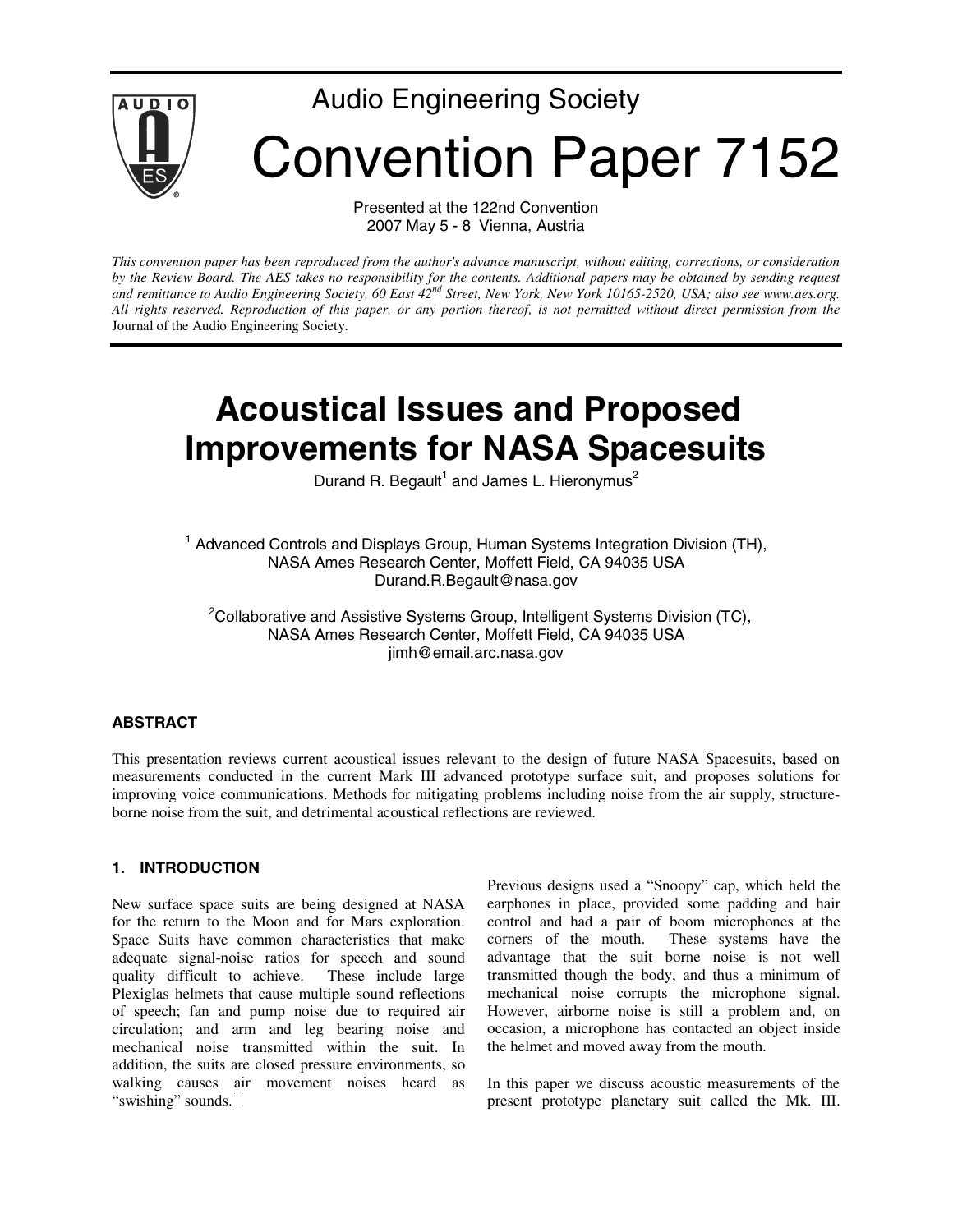Audio Engineering Society

# Convention Paper 7152

Presented at the 122nd Convention
2007 May 5 - 8 Vienna, Austria

*This convention paper has been reproduced from the author's advance manuscript, without editing, corrections, or consideration by the Review Board. The AES takes no responsibility for the contents. Additional papers may be obtained by sending request and remittance to Audio Engineering Society, 60 East 42nd Street, New York, New York 10165-2520, USA; also see www.aes.org. All rights reserved. Reproduction of this paper, or any portion thereof, is not permitted without direct permission from the* Journal of the Audio Engineering Society.

# Acoustical Issues and Proposed Improvements for NASA Spacesuits

Durand R. Begault[1] and James L. Hieronymus[2]

[1] Advanced Controls and Displays Group, Human Systems Integration Division (TH), NASA Ames Research Center, Moffett Field, CA 94035 USA
Durand.R.Begault@nasa.gov

[2] Collaborative and Assistive Systems Group, Intelligent Systems Division (TC), NASA Ames Research Center, Moffett Field, CA 94035 USA
jimh@email.arc.nasa.gov

## ABSTRACT

This presentation reviews current acoustical issues relevant to the design of future NASA Spacesuits, based on measurements conducted in the current Mark III advanced prototype surface suit, and proposes solutions for improving voice communications. Methods for mitigating problems including noise from the air supply, structure-borne noise from the suit, and detrimental acoustical reflections are reviewed.

## 1. INTRODUCTION

New surface space suits are being designed at NASA for the return to the Moon and for Mars exploration. Space Suits have common characteristics that make adequate signal-noise ratios for speech and sound quality difficult to achieve. These include large Plexiglas helmets that cause multiple sound reflections of speech; fan and pump noise due to required air circulation; and arm and leg bearing noise and mechanical noise transmitted within the suit. In addition, the suits are closed pressure environments, so walking causes air movement noises heard as "swishing" sounds.

Previous designs used a "Snoopy" cap, which held the earphones in place, provided some padding and hair control and had a pair of boom microphones at the corners of the mouth. These systems have the advantage that the suit borne noise is not well transmitted though the body, and thus a minimum of mechanical noise corrupts the microphone signal. However, airborne noise is still a problem and, on occasion, a microphone has contacted an object inside the helmet and moved away from the mouth.

In this paper we discuss acoustic measurements of the present prototype planetary suit called the Mk. III.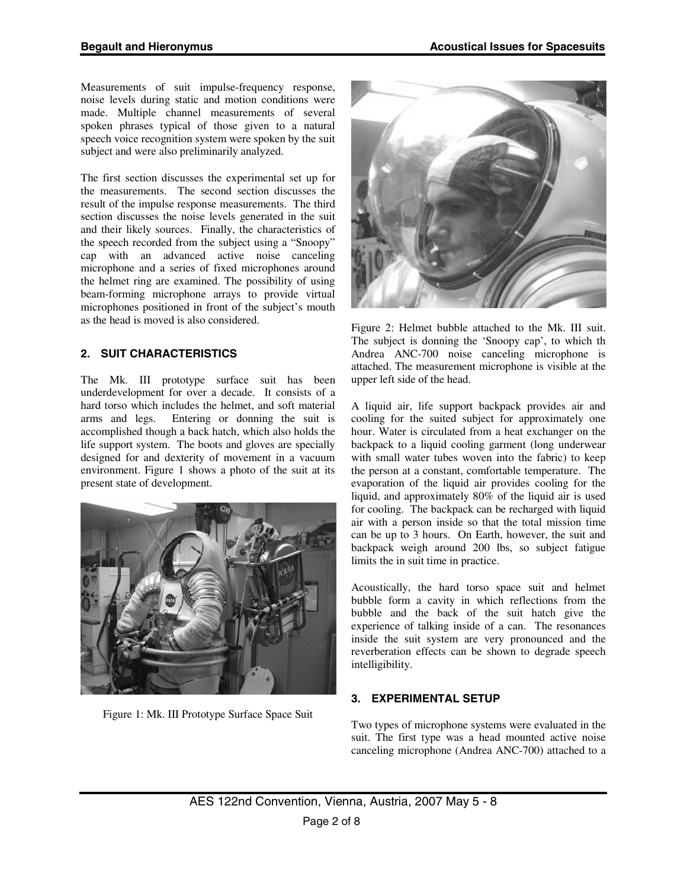Measurements of suit impulse-frequency response, noise levels during static and motion conditions were made. Multiple channel measurements of several spoken phrases typical of those given to a natural speech voice recognition system were spoken by the suit subject and were also preliminarily analyzed.

The first section discusses the experimental set up for the measurements. The second section discusses the result of the impulse response measurements. The third section discusses the noise levels generated in the suit and their likely sources. Finally, the characteristics of the speech recorded from the subject using a "Snoopy" cap with an advanced active noise canceling microphone and a series of fixed microphones around the helmet ring are examined. The possibility of using beam-forming microphone arrays to provide virtual microphones positioned in front of the subject's mouth as the head is moved is also considered.

## 2. SUIT CHARACTERISTICS

The Mk. III prototype surface suit has been underdevelopment for over a decade. It consists of a hard torso which includes the helmet, and soft material arms and legs. Entering or donning the suit is accomplished though a back hatch, which also holds the life support system. The boots and gloves are specially designed for and dexterity of movement in a vacuum environment. Figure 1 shows a photo of the suit at its present state of development.

Figure 1: Mk. III Prototype Surface Space Suit

Figure 2: Helmet bubble attached to the Mk. III suit. The subject is donning the 'Snoopy cap', to which th Andrea ANC-700 noise canceling microphone is attached. The measurement microphone is visible at the upper left side of the head.

A liquid air, life support backpack provides air and cooling for the suited subject for approximately one hour. Water is circulated from a heat exchanger on the backpack to a liquid cooling garment (long underwear with small water tubes woven into the fabric) to keep the person at a constant, comfortable temperature. The evaporation of the liquid air provides cooling for the liquid, and approximately 80% of the liquid air is used for cooling. The backpack can be recharged with liquid air with a person inside so that the total mission time can be up to 3 hours. On Earth, however, the suit and backpack weigh around 200 lbs, so subject fatigue limits the in suit time in practice.

Acoustically, the hard torso space suit and helmet bubble form a cavity in which reflections from the bubble and the back of the suit hatch give the experience of talking inside of a can. The resonances inside the suit system are very pronounced and the reverberation effects can be shown to degrade speech intelligibility.

## 3. EXPERIMENTAL SETUP

Two types of microphone systems were evaluated in the suit. The first type was a head mounted active noise canceling microphone (Andrea ANC-700) attached to a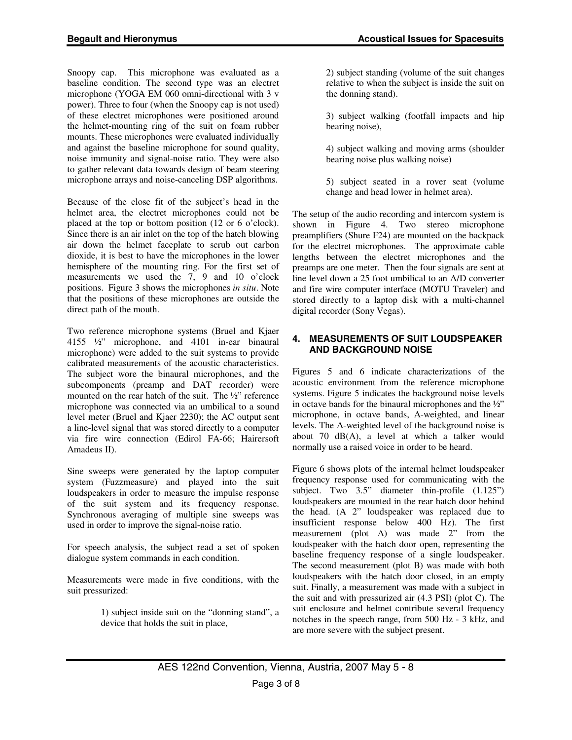Snoopy cap. This microphone was evaluated as a baseline condition. The second type was an electret microphone (YOGA EM 060 omni-directional with 3 v power). Three to four (when the Snoopy cap is not used) of these electret microphones were positioned around the helmet-mounting ring of the suit on foam rubber mounts. These microphones were evaluated individually and against the baseline microphone for sound quality, noise immunity and signal-noise ratio. They were also to gather relevant data towards design of beam steering microphone arrays and noise-canceling DSP algorithms.

Because of the close fit of the subject's head in the helmet area, the electret microphones could not be placed at the top or bottom position (12 or 6 o'clock). Since there is an air inlet on the top of the hatch blowing air down the helmet faceplate to scrub out carbon dioxide, it is best to have the microphones in the lower hemisphere of the mounting ring. For the first set of measurements we used the 7, 9 and 10 o'clock positions. Figure 3 shows the microphones *in situ*. Note that the positions of these microphones are outside the direct path of the mouth.

Two reference microphone systems (Bruel and Kjaer 4155 ½" microphone, and 4101 in-ear binaural microphone) were added to the suit systems to provide calibrated measurements of the acoustic characteristics. The subject wore the binaural microphones, and the subcomponents (preamp and DAT recorder) were mounted on the rear hatch of the suit. The ½" reference microphone was connected via an umbilical to a sound level meter (Bruel and Kjaer 2230); the AC output sent a line-level signal that was stored directly to a computer via fire wire connection (Edirol FA-66; Hairersoft Amadeus II).

Sine sweeps were generated by the laptop computer system (Fuzzmeasure) and played into the suit loudspeakers in order to measure the impulse response of the suit system and its frequency response. Synchronous averaging of multiple sine sweeps was used in order to improve the signal-noise ratio.

For speech analysis, the subject read a set of spoken dialogue system commands in each condition.

Measurements were made in five conditions, with the suit pressurized:

1) subject inside suit on the "donning stand", a device that holds the suit in place,

2) subject standing (volume of the suit changes relative to when the subject is inside the suit on the donning stand).

3) subject walking (footfall impacts and hip bearing noise),

4) subject walking and moving arms (shoulder bearing noise plus walking noise)

5) subject seated in a rover seat (volume change and head lower in helmet area).

The setup of the audio recording and intercom system is shown in Figure 4. Two stereo microphone preamplifiers (Shure F24) are mounted on the backpack for the electret microphones. The approximate cable lengths between the electret microphones and the preamps are one meter. Then the four signals are sent at line level down a 25 foot umbilical to an A/D converter and fire wire computer interface (MOTU Traveler) and stored directly to a laptop disk with a multi-channel digital recorder (Sony Vegas).

## 4. MEASUREMENTS OF SUIT LOUDSPEAKER AND BACKGROUND NOISE

Figures 5 and 6 indicate characterizations of the acoustic environment from the reference microphone systems. Figure 5 indicates the background noise levels in octave bands for the binaural microphones and the ½" microphone, in octave bands, A-weighted, and linear levels. The A-weighted level of the background noise is about 70 dB(A), a level at which a talker would normally use a raised voice in order to be heard.

Figure 6 shows plots of the internal helmet loudspeaker frequency response used for communicating with the subject. Two 3.5" diameter thin-profile (1.125") loudspeakers are mounted in the rear hatch door behind the head. (A 2" loudspeaker was replaced due to insufficient response below 400 Hz). The first measurement (plot A) was made 2" from the loudspeaker with the hatch door open, representing the baseline frequency response of a single loudspeaker. The second measurement (plot B) was made with both loudspeakers with the hatch door closed, in an empty suit. Finally, a measurement was made with a subject in the suit and with pressurized air (4.3 PSI) (plot C). The suit enclosure and helmet contribute several frequency notches in the speech range, from 500 Hz - 3 kHz, and are more severe with the subject present.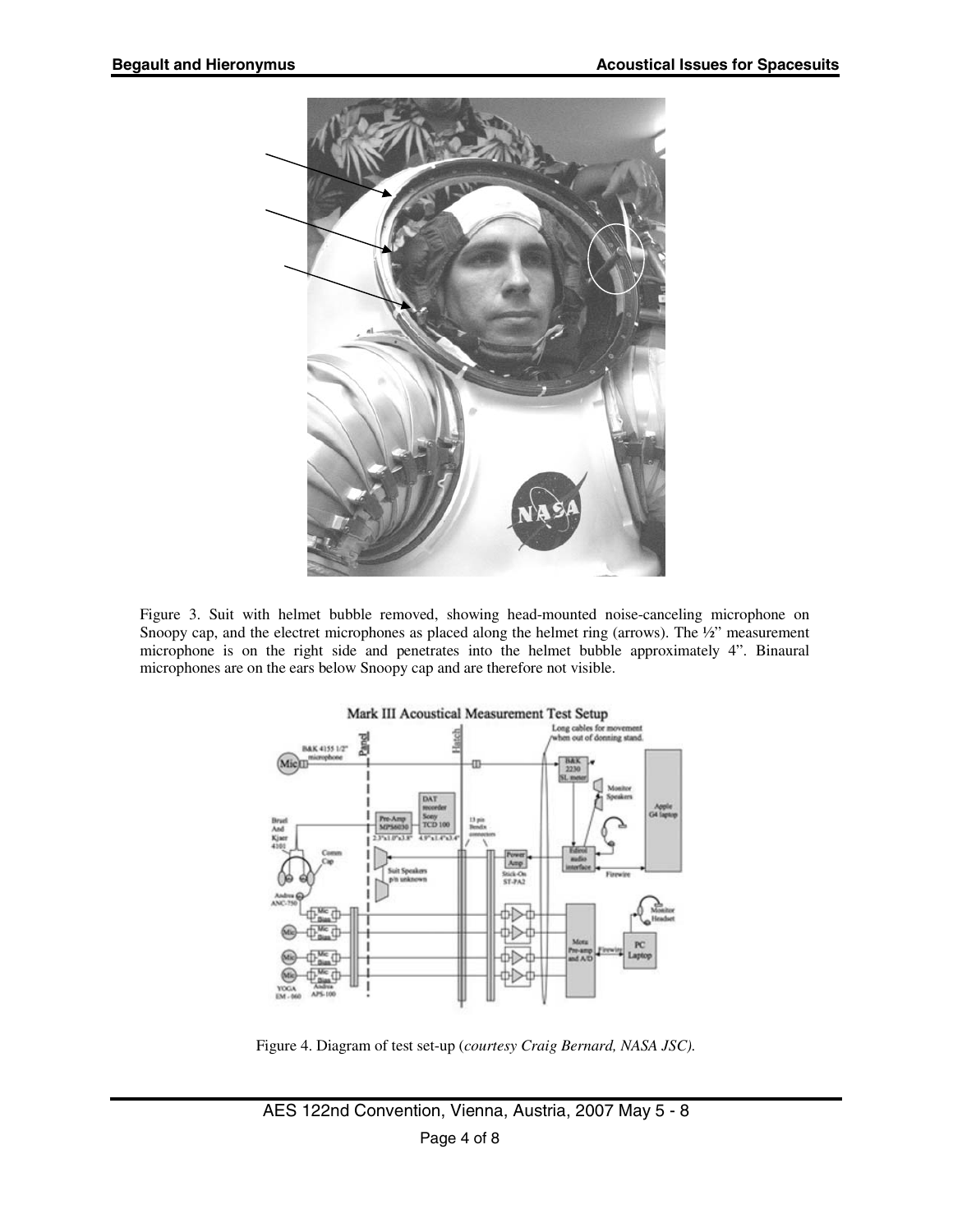Figure 3. Suit with helmet bubble removed, showing head-mounted noise-canceling microphone on Snoopy cap, and the electret microphones as placed along the helmet ring (arrows). The ½" measurement microphone is on the right side and penetrates into the helmet bubble approximately 4". Binaural microphones are on the ears below Snoopy cap and are therefore not visible.

Figure 4. Diagram of test set-up (*courtesy Craig Bernard, NASA JSC).*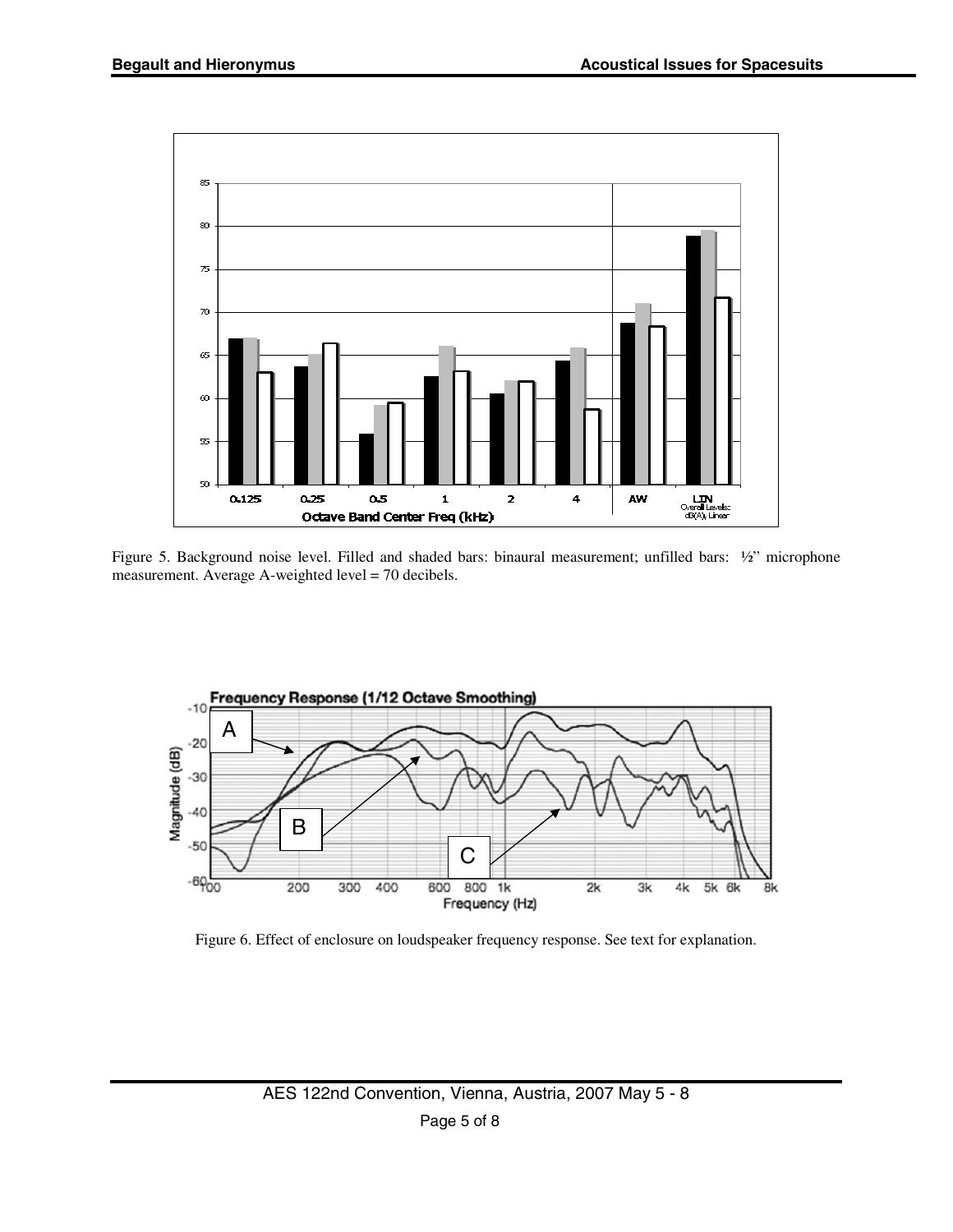85

80

75

70

65

60

55

50

0.125 0.25 0.5 1 2 4 AW LIN

Overall Levels: dB(A); Linear

Octave Band Center Freq (kHz)

Figure 5. Background noise level. Filled and shaded bars: binaural measurement; unfilled bars: ½" microphone measurement. Average A-weighted level = 70 decibels.

Frequency Response (1/12 Octave Smoothing)

A

B

C

Magnitude (dB)

-10

-20

-30

-40

-50

-60

100 200 300 400 600 800 1k 2k 3k 4k 5k 6k 8k

Frequency (Hz)

Figure 6. Effect of enclosure on loudspeaker frequency response. See text for explanation.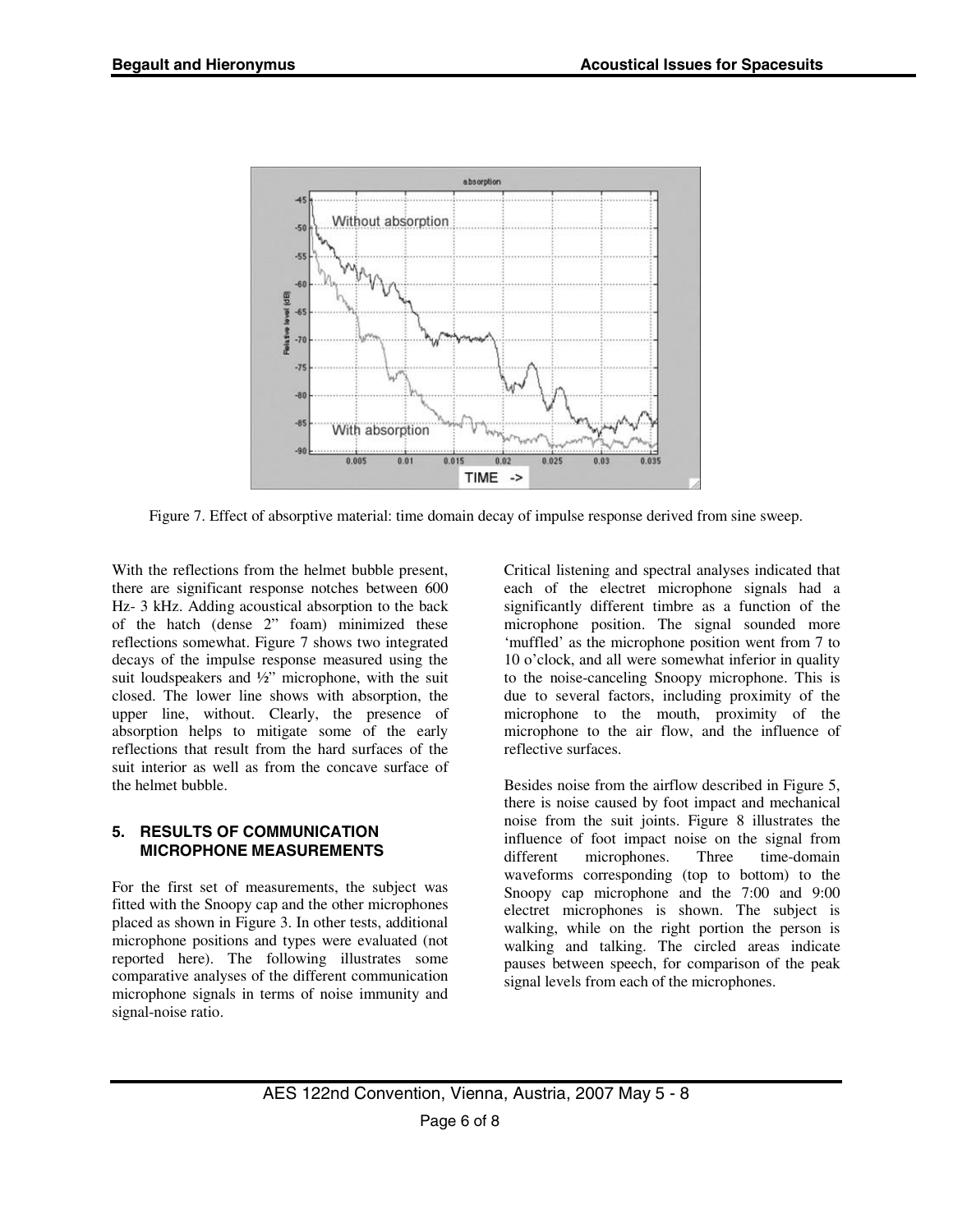absorption

Without absorption

With absorption

Relative level (dB)

-45
-50
-55
-60
-65
-70
-75
-80
-85
-90

0.005 0.01 0.015 0.02 0.025 0.03 0.035

TIME ->

Figure 7. Effect of absorptive material: time domain decay of impulse response derived from sine sweep.

With the reflections from the helmet bubble present, there are significant response notches between 600 Hz- 3 kHz. Adding acoustical absorption to the back of the hatch (dense 2" foam) minimized these reflections somewhat. Figure 7 shows two integrated decays of the impulse response measured using the suit loudspeakers and ½" microphone, with the suit closed. The lower line shows with absorption, the upper line, without. Clearly, the presence of absorption helps to mitigate some of the early reflections that result from the hard surfaces of the suit interior as well as from the concave surface of the helmet bubble.

## 5. RESULTS OF COMMUNICATION MICROPHONE MEASUREMENTS

For the first set of measurements, the subject was fitted with the Snoopy cap and the other microphones placed as shown in Figure 3. In other tests, additional microphone positions and types were evaluated (not reported here). The following illustrates some comparative analyses of the different communication microphone signals in terms of noise immunity and signal-noise ratio.

Critical listening and spectral analyses indicated that each of the electret microphone signals had a significantly different timbre as a function of the microphone position. The signal sounded more 'muffled' as the microphone position went from 7 to 10 o'clock, and all were somewhat inferior in quality to the noise-canceling Snoopy microphone. This is due to several factors, including proximity of the microphone to the mouth, proximity of the microphone to the air flow, and the influence of reflective surfaces.

Besides noise from the airflow described in Figure 5, there is noise caused by foot impact and mechanical noise from the suit joints. Figure 8 illustrates the influence of foot impact noise on the signal from different microphones. Three time-domain waveforms corresponding (top to bottom) to the Snoopy cap microphone and the 7:00 and 9:00 electret microphones is shown. The subject is walking, while on the right portion the person is walking and talking. The circled areas indicate pauses between speech, for comparison of the peak signal levels from each of the microphones.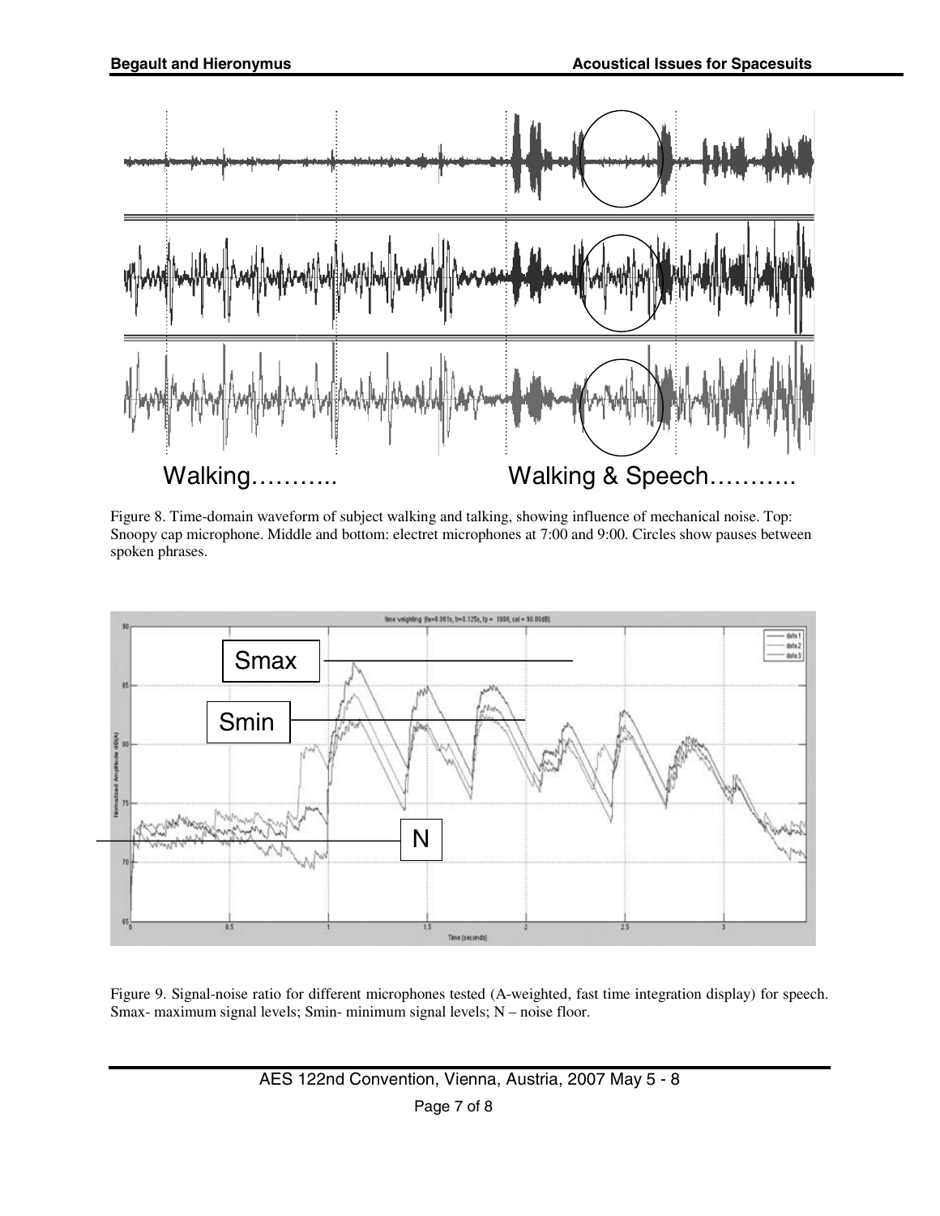Walking………..

Walking & Speech………..

Figure 8. Time-domain waveform of subject walking and talking, showing influence of mechanical noise. Top: Snoopy cap microphone. Middle and bottom: electret microphones at 7:00 and 9:00. Circles show pauses between spoken phrases.

time weighting (fa=0.001s, b=0.125s, fp = 1000, cal = 90.00dB)

Smax

Smin

N

Normalized Amplitude dB(A)

Time (seconds)

Figure 9. Signal-noise ratio for different microphones tested (A-weighted, fast time integration display) for speech. Smax- maximum signal levels; Smin- minimum signal levels; N – noise floor.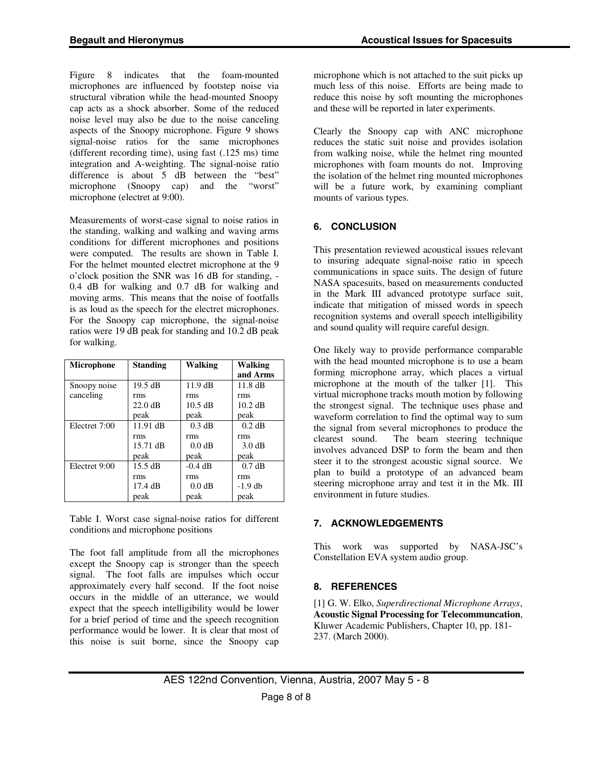Figure 8 indicates that the foam-mounted microphones are influenced by footstep noise via structural vibration while the head-mounted Snoopy cap acts as a shock absorber. Some of the reduced noise level may also be due to the noise canceling aspects of the Snoopy microphone. Figure 9 shows signal-noise ratios for the same microphones (different recording time), using fast (.125 ms) time integration and A-weighting. The signal-noise ratio difference is about 5 dB between the "best" microphone (Snoopy cap) and the "worst" microphone (electret at 9:00).

Measurements of worst-case signal to noise ratios in the standing, walking and walking and waving arms conditions for different microphones and positions were computed. The results are shown in Table I. For the helmet mounted electret microphone at the 9 o'clock position the SNR was 16 dB for standing, -0.4 dB for walking and 0.7 dB for walking and moving arms. This means that the noise of footfalls is as loud as the speech for the electret microphones. For the Snoopy cap microphone, the signal-noise ratios were 19 dB peak for standing and 10.2 dB peak for walking.

| Microphone | Standing | Walking | Walking and Arms |
|---|---|---|---|
| Snoopy noise canceling | 19.5 dB rms<br>22.0 dB peak | 11.9 dB rms<br>10.5 dB peak | 11.8 dB rms<br>10.2 dB peak |
| Electret 7:00 | 11.91 dB rms<br>15.71 dB peak | 0.3 dB rms<br>0.0 dB peak | 0.2 dB rms<br>3.0 dB peak |
| Electret 9:00 | 15.5 dB rms<br>17.4 dB peak | -0.4 dB rms<br>0.0 dB peak | 0.7 dB rms<br>-1.9 db peak |

Table I. Worst case signal-noise ratios for different conditions and microphone positions

The foot fall amplitude from all the microphones except the Snoopy cap is stronger than the speech signal. The foot falls are impulses which occur approximately every half second. If the foot noise occurs in the middle of an utterance, we would expect that the speech intelligibility would be lower for a brief period of time and the speech recognition performance would be lower. It is clear that most of this noise is suit borne, since the Snoopy cap microphone which is not attached to the suit picks up much less of this noise. Efforts are being made to reduce this noise by soft mounting the microphones and these will be reported in later experiments.

Clearly the Snoopy cap with ANC microphone reduces the static suit noise and provides isolation from walking noise, while the helmet ring mounted microphones with foam mounts do not. Improving the isolation of the helmet ring mounted microphones will be a future work, by examining compliant mounts of various types.

## 6. CONCLUSION

This presentation reviewed acoustical issues relevant to insuring adequate signal-noise ratio in speech communications in space suits. The design of future NASA spacesuits, based on measurements conducted in the Mark III advanced prototype surface suit, indicate that mitigation of missed words in speech recognition systems and overall speech intelligibility and sound quality will require careful design.

One likely way to provide performance comparable with the head mounted microphone is to use a beam forming microphone array, which places a virtual microphone at the mouth of the talker [1]. This virtual microphone tracks mouth motion by following the strongest signal. The technique uses phase and waveform correlation to find the optimal way to sum the signal from several microphones to produce the clearest sound. The beam steering technique involves advanced DSP to form the beam and then steer it to the strongest acoustic signal source. We plan to build a prototype of an advanced beam steering microphone array and test it in the Mk. III environment in future studies.

## 7. ACKNOWLEDGEMENTS

This work was supported by NASA-JSC's Constellation EVA system audio group.

## 8. REFERENCES

[1] G. W. Elko, *Superdirectional Microphone Arrays*, **Acoustic Signal Processing for Telecommuncation**, Kluwer Academic Publishers, Chapter 10, pp. 181-237. (March 2000).